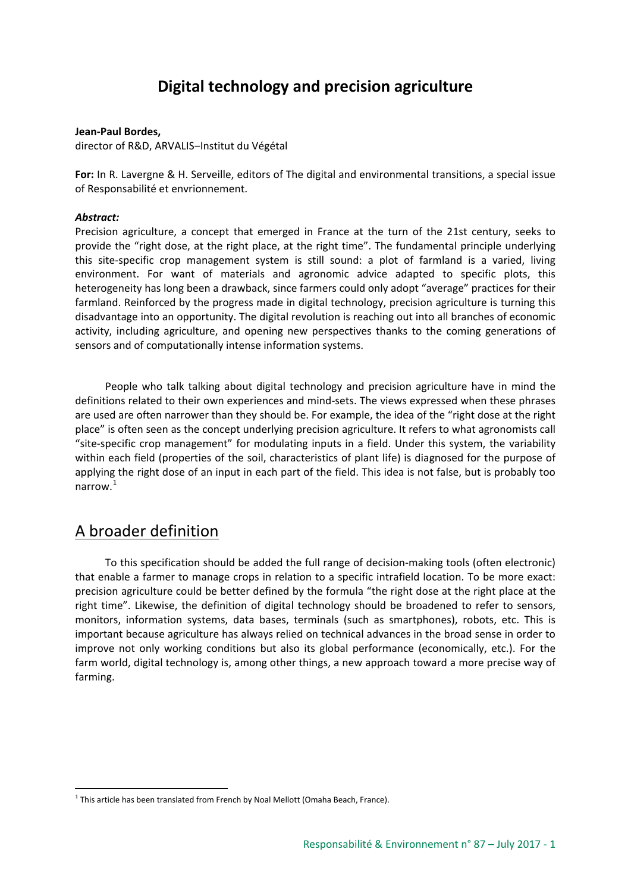# Digital technology and precision agriculture

**Jean-Paul Bordes,**
director of R&D, ARVALIS–Institut du Végétal

**For:** In R. Lavergne & H. Serveille, editors of The digital and environmental transitions, a special issue of Responsabilité et envrionnement.

***Abstract:***
Precision agriculture, a concept that emerged in France at the turn of the 21st century, seeks to provide the "right dose, at the right place, at the right time". The fundamental principle underlying this site-specific crop management system is still sound: a plot of farmland is a varied, living environment. For want of materials and agronomic advice adapted to specific plots, this heterogeneity has long been a drawback, since farmers could only adopt "average" practices for their farmland. Reinforced by the progress made in digital technology, precision agriculture is turning this disadvantage into an opportunity. The digital revolution is reaching out into all branches of economic activity, including agriculture, and opening new perspectives thanks to the coming generations of sensors and of computationally intense information systems.

People who talk talking about digital technology and precision agriculture have in mind the definitions related to their own experiences and mind-sets. The views expressed when these phrases are used are often narrower than they should be. For example, the idea of the "right dose at the right place" is often seen as the concept underlying precision agriculture. It refers to what agronomists call "site-specific crop management" for modulating inputs in a field. Under this system, the variability within each field (properties of the soil, characteristics of plant life) is diagnosed for the purpose of applying the right dose of an input in each part of the field. This idea is not false, but is probably too narrow.[1]

## A broader definition

To this specification should be added the full range of decision-making tools (often electronic) that enable a farmer to manage crops in relation to a specific intrafield location. To be more exact: precision agriculture could be better defined by the formula "the right dose at the right place at the right time". Likewise, the definition of digital technology should be broadened to refer to sensors, monitors, information systems, data bases, terminals (such as smartphones), robots, etc. This is important because agriculture has always relied on technical advances in the broad sense in order to improve not only working conditions but also its global performance (economically, etc.). For the farm world, digital technology is, among other things, a new approach toward a more precise way of farming.

[1] This article has been translated from French by Noal Mellott (Omaha Beach, France).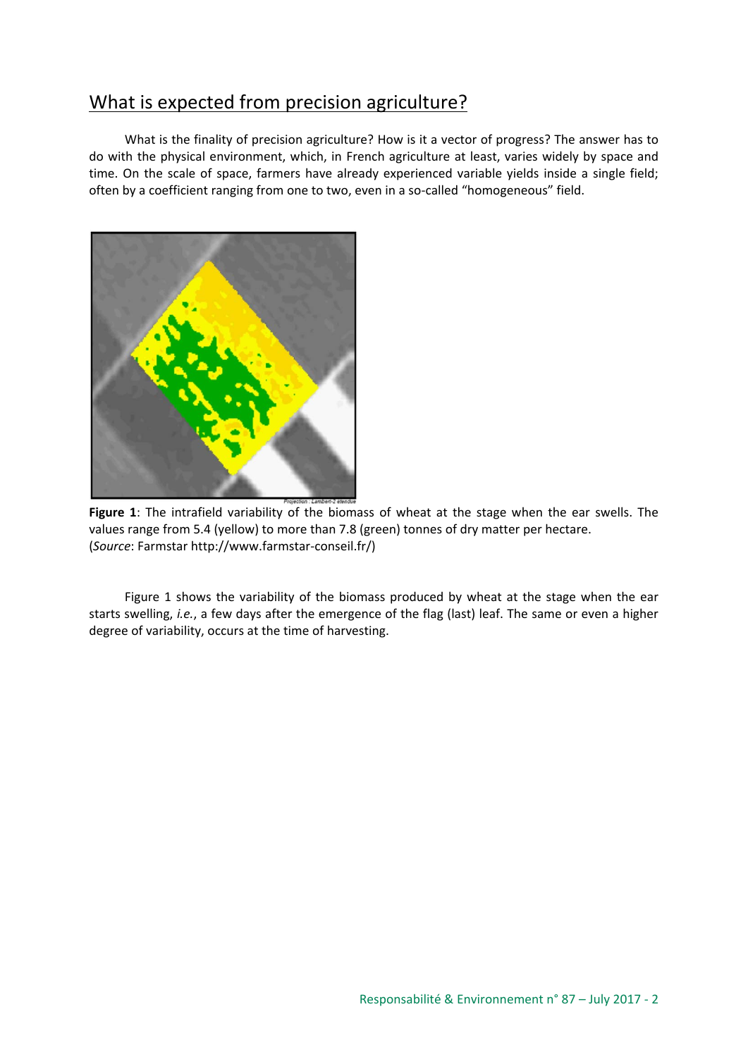## What is expected from precision agriculture?

What is the finality of precision agriculture? How is it a vector of progress? The answer has to do with the physical environment, which, in French agriculture at least, varies widely by space and time. On the scale of space, farmers have already experienced variable yields inside a single field; often by a coefficient ranging from one to two, even in a so-called "homogeneous" field.

**Figure 1**: The intrafield variability of the biomass of wheat at the stage when the ear swells. The values range from 5.4 (yellow) to more than 7.8 (green) tonnes of dry matter per hectare.
(*Source*: Farmstar http://www.farmstar-conseil.fr/)

Figure 1 shows the variability of the biomass produced by wheat at the stage when the ear starts swelling, *i.e.*, a few days after the emergence of the flag (last) leaf. The same or even a higher degree of variability, occurs at the time of harvesting.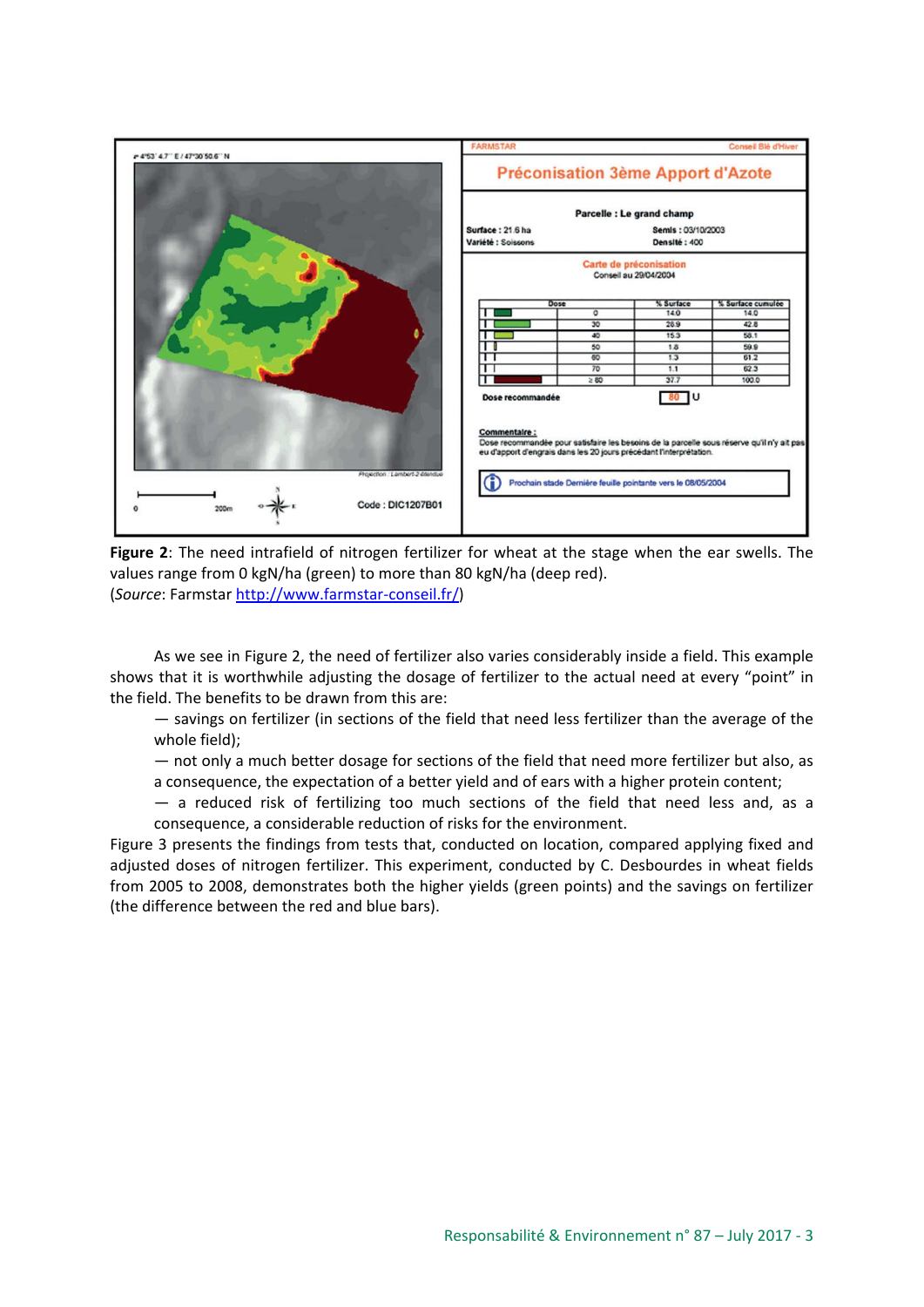**Figure 2**: The need intrafield of nitrogen fertilizer for wheat at the stage when the ear swells. The values range from 0 kgN/ha (green) to more than 80 kgN/ha (deep red).
(*Source*: Farmstar http://www.farmstar-conseil.fr/)

As we see in Figure 2, the need of fertilizer also varies considerably inside a field. This example shows that it is worthwhile adjusting the dosage of fertilizer to the actual need at every "point" in the field. The benefits to be drawn from this are:

— savings on fertilizer (in sections of the field that need less fertilizer than the average of the whole field);

— not only a much better dosage for sections of the field that need more fertilizer but also, as a consequence, the expectation of a better yield and of ears with a higher protein content;

— a reduced risk of fertilizing too much sections of the field that need less and, as a consequence, a considerable reduction of risks for the environment.

Figure 3 presents the findings from tests that, conducted on location, compared applying fixed and adjusted doses of nitrogen fertilizer. This experiment, conducted by C. Desbourdes in wheat fields from 2005 to 2008, demonstrates both the higher yields (green points) and the savings on fertilizer (the difference between the red and blue bars).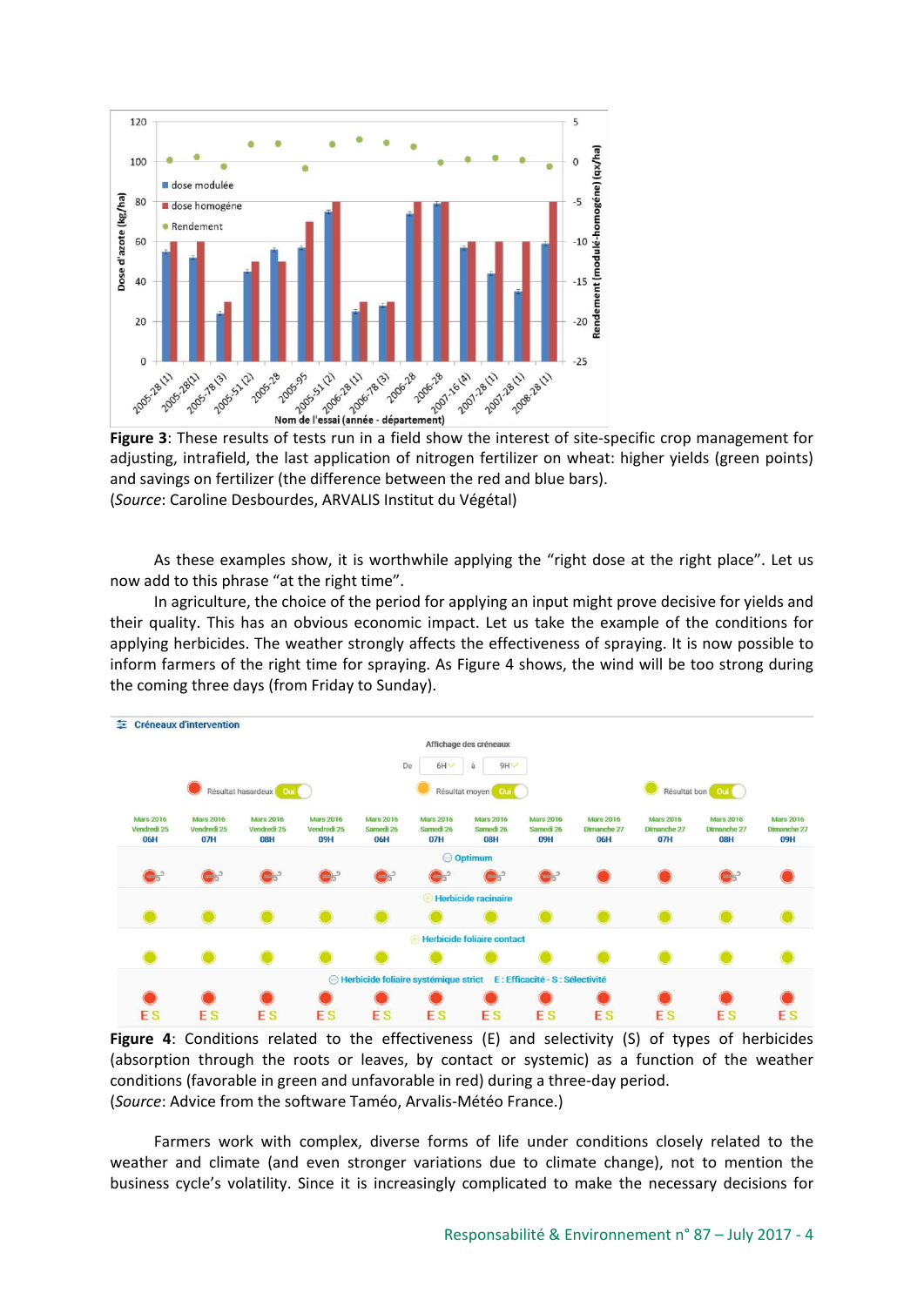**Figure 3**: These results of tests run in a field show the interest of site-specific crop management for adjusting, intrafield, the last application of nitrogen fertilizer on wheat: higher yields (green points) and savings on fertilizer (the difference between the red and blue bars).
(*Source*: Caroline Desbourdes, ARVALIS Institut du Végétal)

As these examples show, it is worthwhile applying the "right dose at the right place". Let us now add to this phrase "at the right time".

In agriculture, the choice of the period for applying an input might prove decisive for yields and their quality. This has an obvious economic impact. Let us take the example of the conditions for applying herbicides. The weather strongly affects the effectiveness of spraying. It is now possible to inform farmers of the right time for spraying. As Figure 4 shows, the wind will be too strong during the coming three days (from Friday to Sunday).

**Figure 4**: Conditions related to the effectiveness (E) and selectivity (S) of types of herbicides (absorption through the roots or leaves, by contact or systemic) as a function of the weather conditions (favorable in green and unfavorable in red) during a three-day period.
(*Source*: Advice from the software Taméo, Arvalis-Météo France.)

Farmers work with complex, diverse forms of life under conditions closely related to the weather and climate (and even stronger variations due to climate change), not to mention the business cycle's volatility. Since it is increasingly complicated to make the necessary decisions for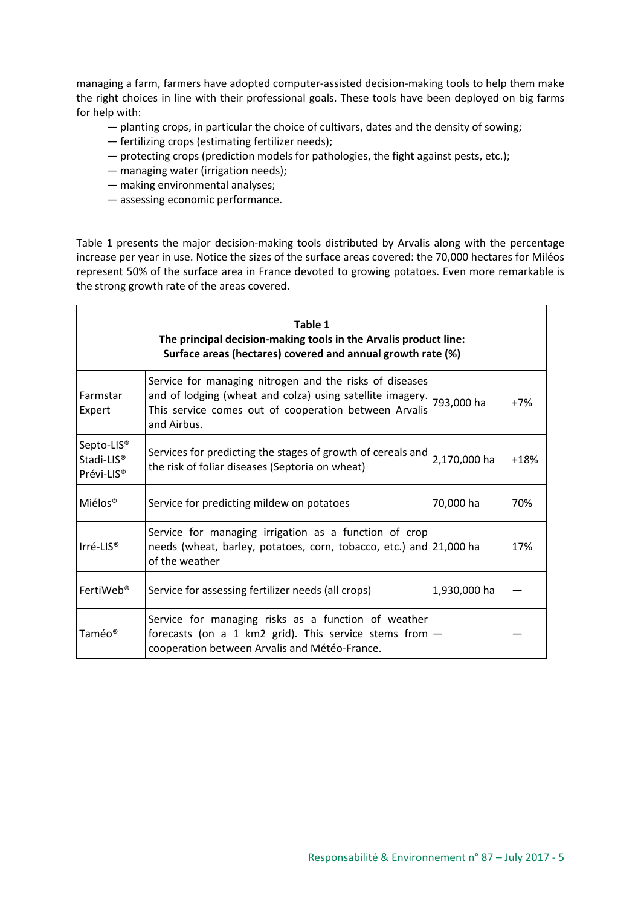managing a farm, farmers have adopted computer-assisted decision-making tools to help them make the right choices in line with their professional goals. These tools have been deployed on big farms for help with:

— planting crops, in particular the choice of cultivars, dates and the density of sowing;
— fertilizing crops (estimating fertilizer needs);
— protecting crops (prediction models for pathologies, the fight against pests, etc.);
— managing water (irrigation needs);
— making environmental analyses;
— assessing economic performance.

Table 1 presents the major decision-making tools distributed by Arvalis along with the percentage increase per year in use. Notice the sizes of the surface areas covered: the 70,000 hectares for Miléos represent 50% of the surface area in France devoted to growing potatoes. Even more remarkable is the strong growth rate of the areas covered.

**Table 1**
**The principal decision-making tools in the Arvalis product line: Surface areas (hectares) covered and annual growth rate (%)**

| Tool | Description | Surface area | Growth rate |
|---|---|---|---|
| Farmstar Expert | Service for managing nitrogen and the risks of diseases and of lodging (wheat and colza) using satellite imagery. This service comes out of cooperation between Arvalis and Airbus. | 793,000 ha | +7% |
| Septo-LIS® Stadi-LIS® Prévi-LIS® | Services for predicting the stages of growth of cereals and the risk of foliar diseases (Septoria on wheat) | 2,170,000 ha | +18% |
| Miélos® | Service for predicting mildew on potatoes | 70,000 ha | 70% |
| Irré-LIS® | Service for managing irrigation as a function of crop needs (wheat, barley, potatoes, corn, tobacco, etc.) and of the weather | 21,000 ha | 17% |
| FertiWeb® | Service for assessing fertilizer needs (all crops) | 1,930,000 ha | — |
| Taméo® | Service for managing risks as a function of weather forecasts (on a 1 km2 grid). This service stems from cooperation between Arvalis and Météo-France. | — | — |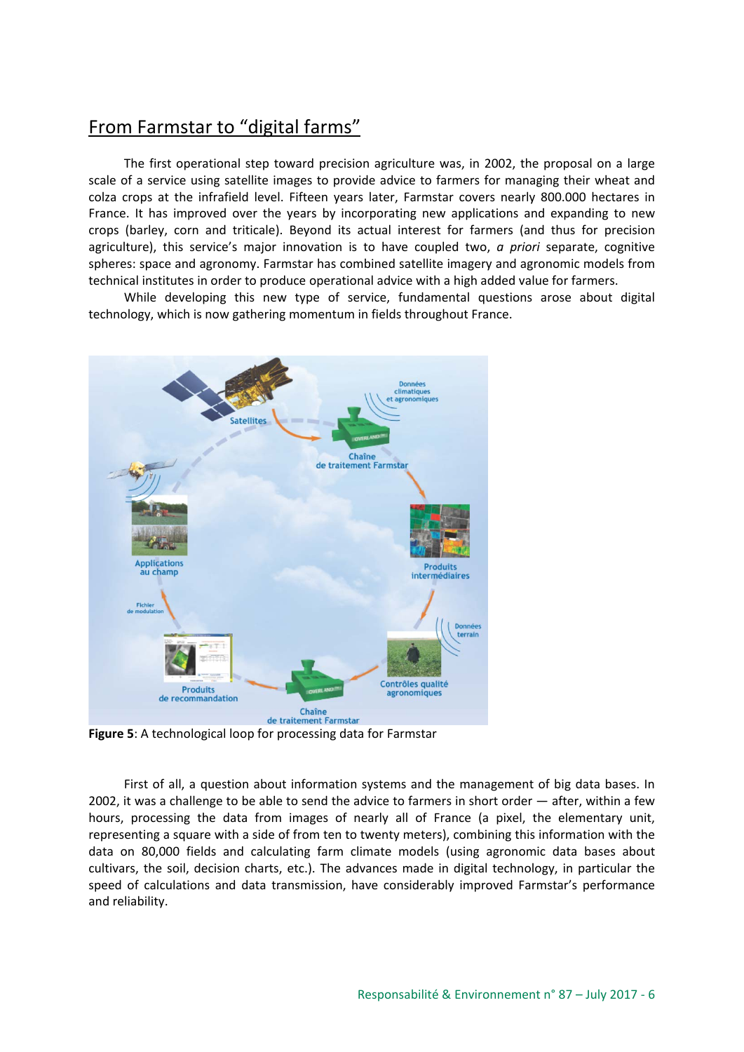## From Farmstar to "digital farms"

The first operational step toward precision agriculture was, in 2002, the proposal on a large scale of a service using satellite images to provide advice to farmers for managing their wheat and colza crops at the infrafield level. Fifteen years later, Farmstar covers nearly 800.000 hectares in France. It has improved over the years by incorporating new applications and expanding to new crops (barley, corn and triticale). Beyond its actual interest for farmers (and thus for precision agriculture), this service's major innovation is to have coupled two, *a priori* separate, cognitive spheres: space and agronomy. Farmstar has combined satellite imagery and agronomic models from technical institutes in order to produce operational advice with a high added value for farmers.

While developing this new type of service, fundamental questions arose about digital technology, which is now gathering momentum in fields throughout France.

**Figure 5**: A technological loop for processing data for Farmstar

First of all, a question about information systems and the management of big data bases. In 2002, it was a challenge to be able to send the advice to farmers in short order — after, within a few hours, processing the data from images of nearly all of France (a pixel, the elementary unit, representing a square with a side of from ten to twenty meters), combining this information with the data on 80,000 fields and calculating farm climate models (using agronomic data bases about cultivars, the soil, decision charts, etc.). The advances made in digital technology, in particular the speed of calculations and data transmission, have considerably improved Farmstar's performance and reliability.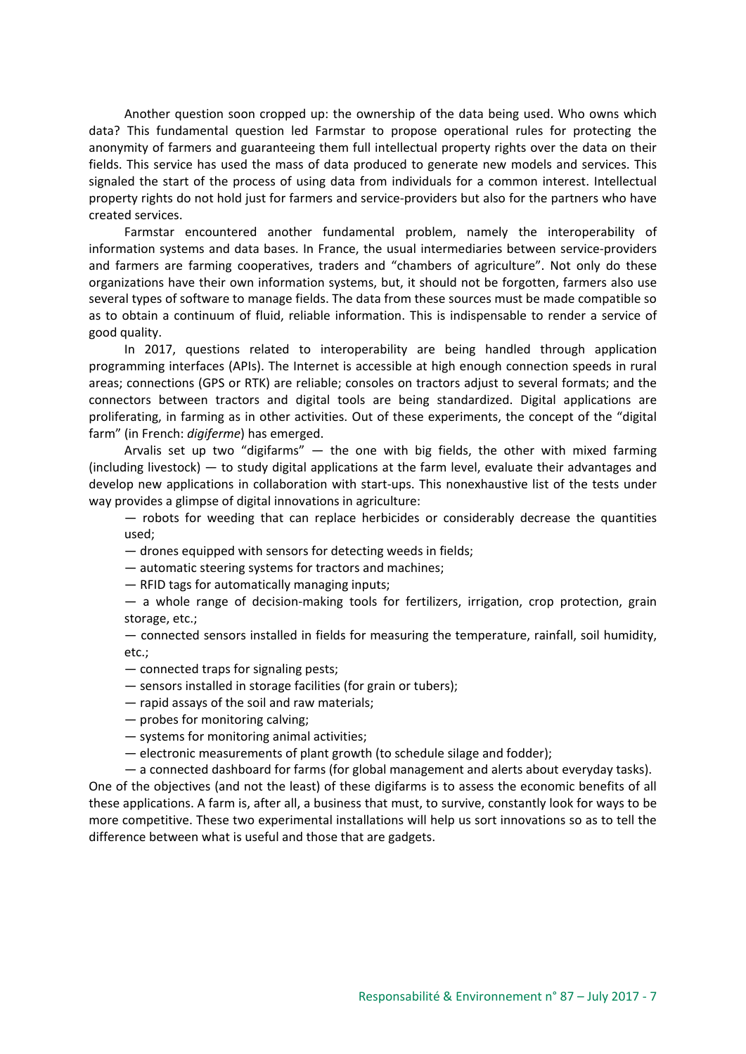Another question soon cropped up: the ownership of the data being used. Who owns which data? This fundamental question led Farmstar to propose operational rules for protecting the anonymity of farmers and guaranteeing them full intellectual property rights over the data on their fields. This service has used the mass of data produced to generate new models and services. This signaled the start of the process of using data from individuals for a common interest. Intellectual property rights do not hold just for farmers and service-providers but also for the partners who have created services.

Farmstar encountered another fundamental problem, namely the interoperability of information systems and data bases. In France, the usual intermediaries between service-providers and farmers are farming cooperatives, traders and "chambers of agriculture". Not only do these organizations have their own information systems, but, it should not be forgotten, farmers also use several types of software to manage fields. The data from these sources must be made compatible so as to obtain a continuum of fluid, reliable information. This is indispensable to render a service of good quality.

In 2017, questions related to interoperability are being handled through application programming interfaces (APIs). The Internet is accessible at high enough connection speeds in rural areas; connections (GPS or RTK) are reliable; consoles on tractors adjust to several formats; and the connectors between tractors and digital tools are being standardized. Digital applications are proliferating, in farming as in other activities. Out of these experiments, the concept of the "digital farm" (in French: *digiferme*) has emerged.

Arvalis set up two "digifarms" — the one with big fields, the other with mixed farming (including livestock) — to study digital applications at the farm level, evaluate their advantages and develop new applications in collaboration with start-ups. This nonexhaustive list of the tests under way provides a glimpse of digital innovations in agriculture:

— robots for weeding that can replace herbicides or considerably decrease the quantities used;

— drones equipped with sensors for detecting weeds in fields;

— automatic steering systems for tractors and machines;

— RFID tags for automatically managing inputs;

— a whole range of decision-making tools for fertilizers, irrigation, crop protection, grain storage, etc.;

— connected sensors installed in fields for measuring the temperature, rainfall, soil humidity, etc.;

— connected traps for signaling pests;

— sensors installed in storage facilities (for grain or tubers);

— rapid assays of the soil and raw materials;

— probes for monitoring calving;

— systems for monitoring animal activities;

— electronic measurements of plant growth (to schedule silage and fodder);

— a connected dashboard for farms (for global management and alerts about everyday tasks).

One of the objectives (and not the least) of these digifarms is to assess the economic benefits of all these applications. A farm is, after all, a business that must, to survive, constantly look for ways to be more competitive. These two experimental installations will help us sort innovations so as to tell the difference between what is useful and those that are gadgets.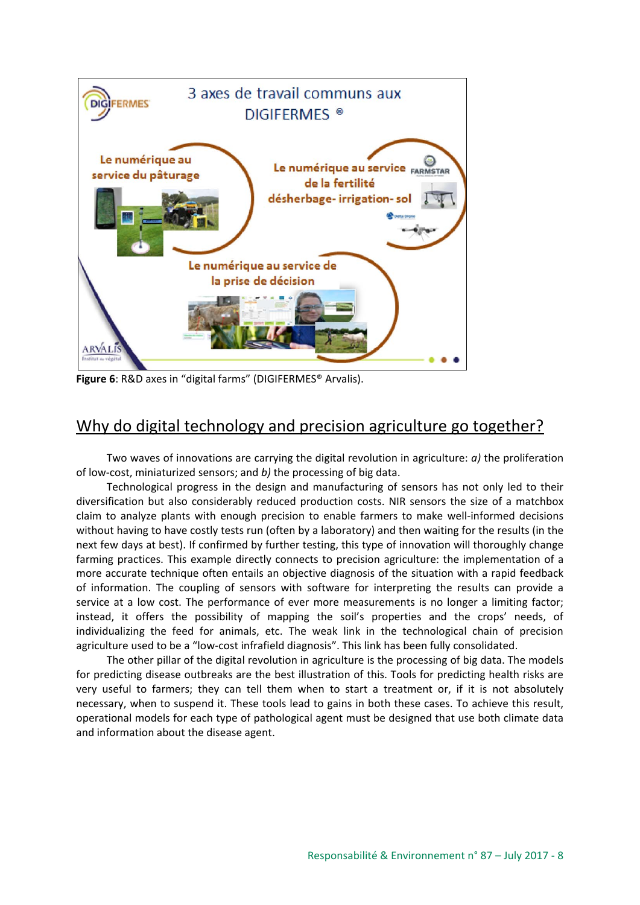Figure 6: R&D axes in "digital farms" (DIGIFERMES® Arvalis).

## Why do digital technology and precision agriculture go together?

Two waves of innovations are carrying the digital revolution in agriculture: *a)* the proliferation of low-cost, miniaturized sensors; and *b)* the processing of big data.

Technological progress in the design and manufacturing of sensors has not only led to their diversification but also considerably reduced production costs. NIR sensors the size of a matchbox claim to analyze plants with enough precision to enable farmers to make well-informed decisions without having to have costly tests run (often by a laboratory) and then waiting for the results (in the next few days at best). If confirmed by further testing, this type of innovation will thoroughly change farming practices. This example directly connects to precision agriculture: the implementation of a more accurate technique often entails an objective diagnosis of the situation with a rapid feedback of information. The coupling of sensors with software for interpreting the results can provide a service at a low cost. The performance of ever more measurements is no longer a limiting factor; instead, it offers the possibility of mapping the soil's properties and the crops' needs, of individualizing the feed for animals, etc. The weak link in the technological chain of precision agriculture used to be a "low-cost infrafield diagnosis". This link has been fully consolidated.

The other pillar of the digital revolution in agriculture is the processing of big data. The models for predicting disease outbreaks are the best illustration of this. Tools for predicting health risks are very useful to farmers; they can tell them when to start a treatment or, if it is not absolutely necessary, when to suspend it. These tools lead to gains in both these cases. To achieve this result, operational models for each type of pathological agent must be designed that use both climate data and information about the disease agent.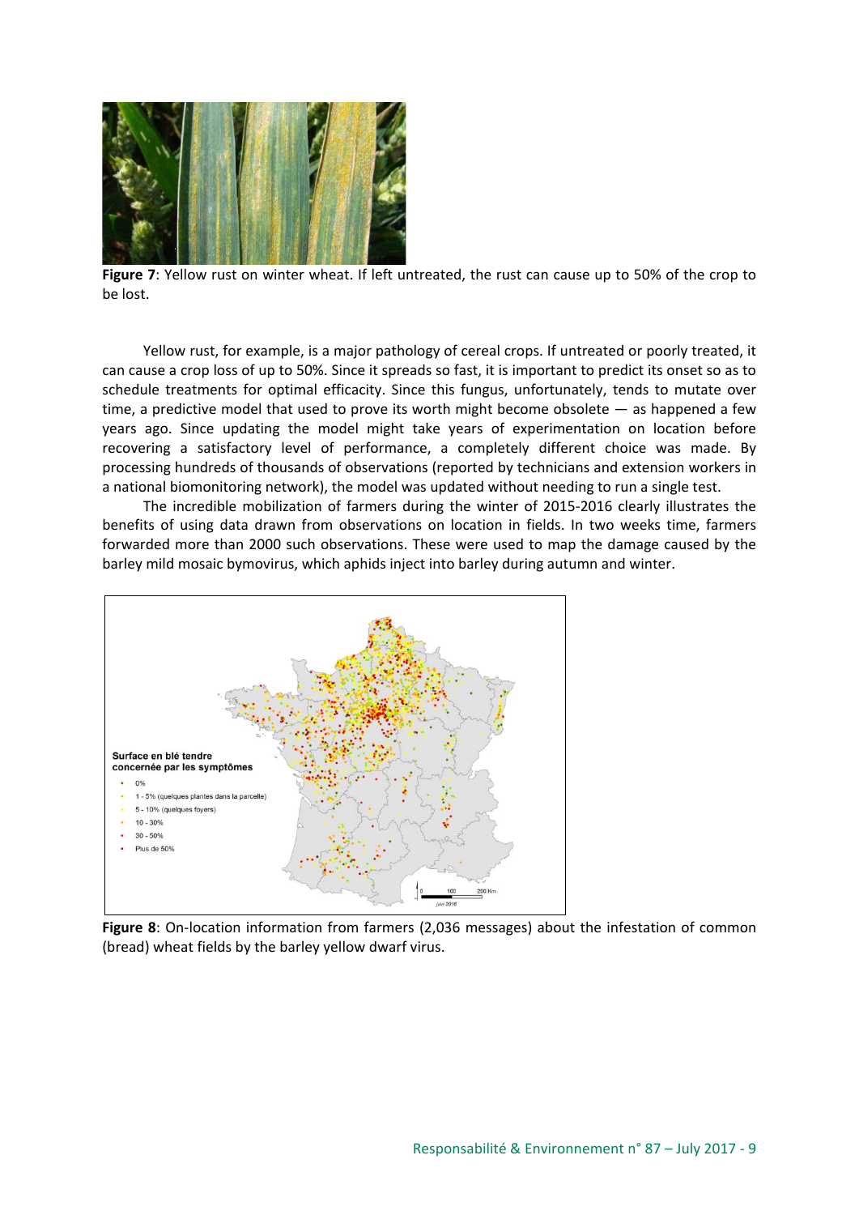**Figure 7**: Yellow rust on winter wheat. If left untreated, the rust can cause up to 50% of the crop to be lost.

Yellow rust, for example, is a major pathology of cereal crops. If untreated or poorly treated, it can cause a crop loss of up to 50%. Since it spreads so fast, it is important to predict its onset so as to schedule treatments for optimal efficacity. Since this fungus, unfortunately, tends to mutate over time, a predictive model that used to prove its worth might become obsolete — as happened a few years ago. Since updating the model might take years of experimentation on location before recovering a satisfactory level of performance, a completely different choice was made. By processing hundreds of thousands of observations (reported by technicians and extension workers in a national biomonitoring network), the model was updated without needing to run a single test.

The incredible mobilization of farmers during the winter of 2015-2016 clearly illustrates the benefits of using data drawn from observations on location in fields. In two weeks time, farmers forwarded more than 2000 such observations. These were used to map the damage caused by the barley mild mosaic bymovirus, which aphids inject into barley during autumn and winter.

**Figure 8**: On-location information from farmers (2,036 messages) about the infestation of common (bread) wheat fields by the barley yellow dwarf virus.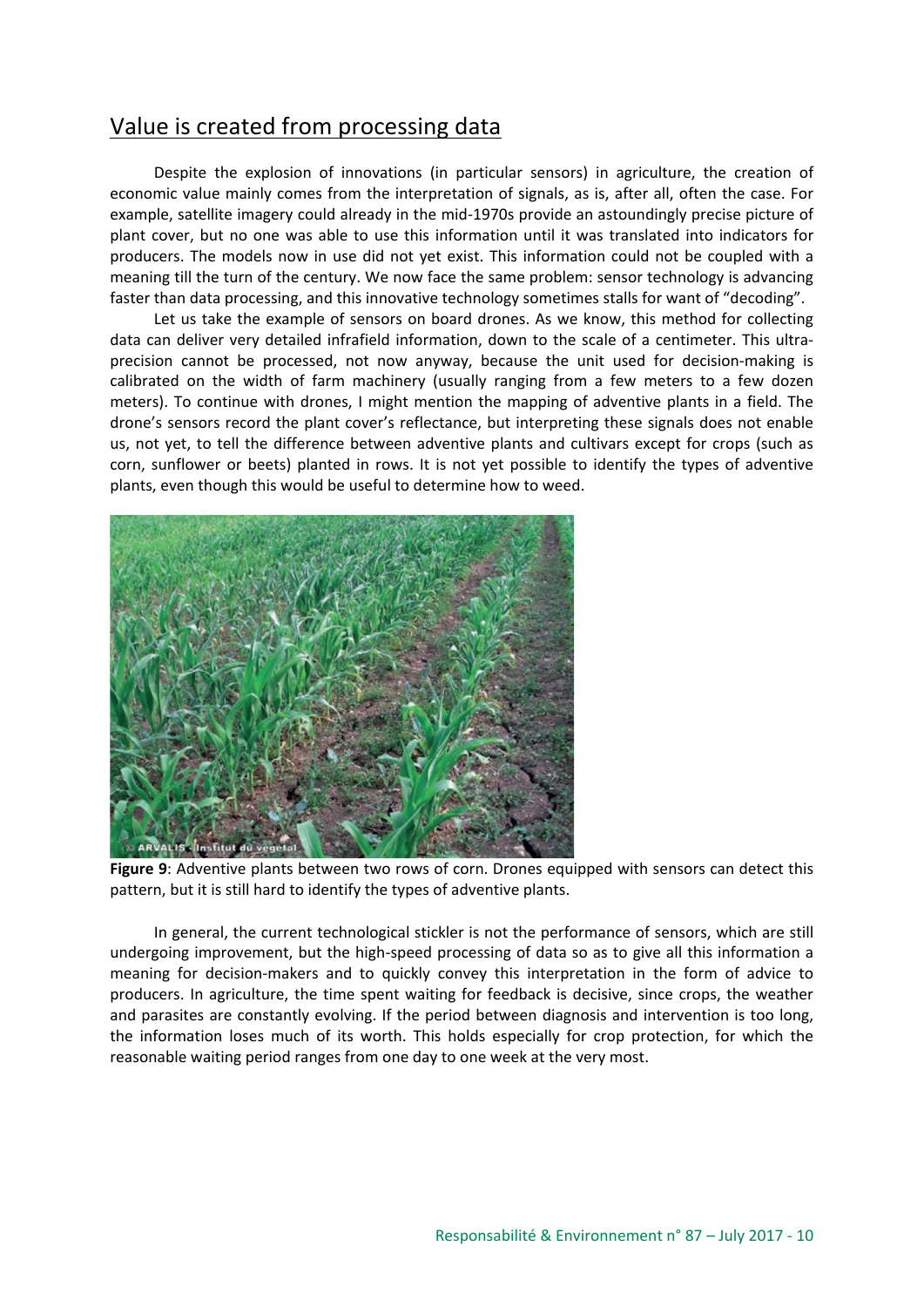## Value is created from processing data

Despite the explosion of innovations (in particular sensors) in agriculture, the creation of economic value mainly comes from the interpretation of signals, as is, after all, often the case. For example, satellite imagery could already in the mid-1970s provide an astoundingly precise picture of plant cover, but no one was able to use this information until it was translated into indicators for producers. The models now in use did not yet exist. This information could not be coupled with a meaning till the turn of the century. We now face the same problem: sensor technology is advancing faster than data processing, and this innovative technology sometimes stalls for want of "decoding".

Let us take the example of sensors on board drones. As we know, this method for collecting data can deliver very detailed infrafield information, down to the scale of a centimeter. This ultra-precision cannot be processed, not now anyway, because the unit used for decision-making is calibrated on the width of farm machinery (usually ranging from a few meters to a few dozen meters). To continue with drones, I might mention the mapping of adventive plants in a field. The drone's sensors record the plant cover's reflectance, but interpreting these signals does not enable us, not yet, to tell the difference between adventive plants and cultivars except for crops (such as corn, sunflower or beets) planted in rows. It is not yet possible to identify the types of adventive plants, even though this would be useful to determine how to weed.

**Figure 9**: Adventive plants between two rows of corn. Drones equipped with sensors can detect this pattern, but it is still hard to identify the types of adventive plants.

In general, the current technological stickler is not the performance of sensors, which are still undergoing improvement, but the high-speed processing of data so as to give all this information a meaning for decision-makers and to quickly convey this interpretation in the form of advice to producers. In agriculture, the time spent waiting for feedback is decisive, since crops, the weather and parasites are constantly evolving. If the period between diagnosis and intervention is too long, the information loses much of its worth. This holds especially for crop protection, for which the reasonable waiting period ranges from one day to one week at the very most.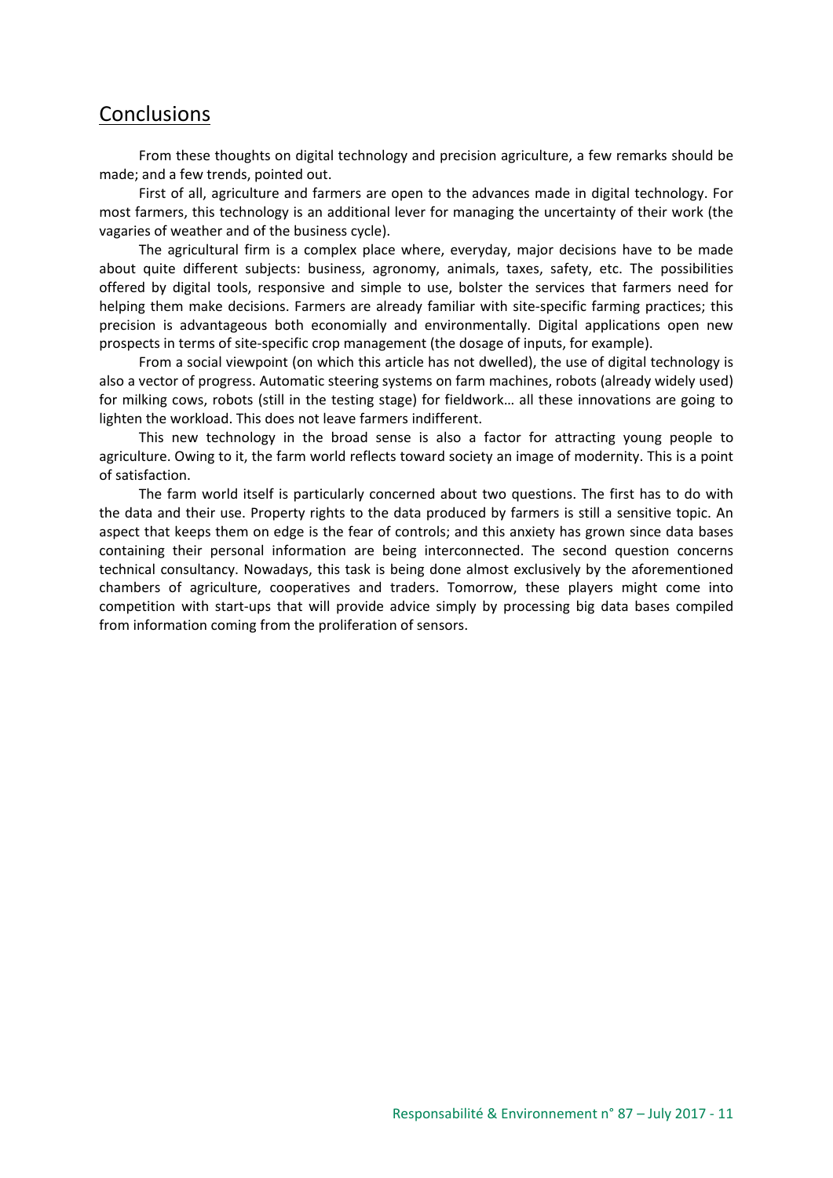## Conclusions

From these thoughts on digital technology and precision agriculture, a few remarks should be made; and a few trends, pointed out.

First of all, agriculture and farmers are open to the advances made in digital technology. For most farmers, this technology is an additional lever for managing the uncertainty of their work (the vagaries of weather and of the business cycle).

The agricultural firm is a complex place where, everyday, major decisions have to be made about quite different subjects: business, agronomy, animals, taxes, safety, etc. The possibilities offered by digital tools, responsive and simple to use, bolster the services that farmers need for helping them make decisions. Farmers are already familiar with site-specific farming practices; this precision is advantageous both economically and environmentally. Digital applications open new prospects in terms of site-specific crop management (the dosage of inputs, for example).

From a social viewpoint (on which this article has not dwelled), the use of digital technology is also a vector of progress. Automatic steering systems on farm machines, robots (already widely used) for milking cows, robots (still in the testing stage) for fieldwork… all these innovations are going to lighten the workload. This does not leave farmers indifferent.

This new technology in the broad sense is also a factor for attracting young people to agriculture. Owing to it, the farm world reflects toward society an image of modernity. This is a point of satisfaction.

The farm world itself is particularly concerned about two questions. The first has to do with the data and their use. Property rights to the data produced by farmers is still a sensitive topic. An aspect that keeps them on edge is the fear of controls; and this anxiety has grown since data bases containing their personal information are being interconnected. The second question concerns technical consultancy. Nowadays, this task is being done almost exclusively by the aforementioned chambers of agriculture, cooperatives and traders. Tomorrow, these players might come into competition with start-ups that will provide advice simply by processing big data bases compiled from information coming from the proliferation of sensors.